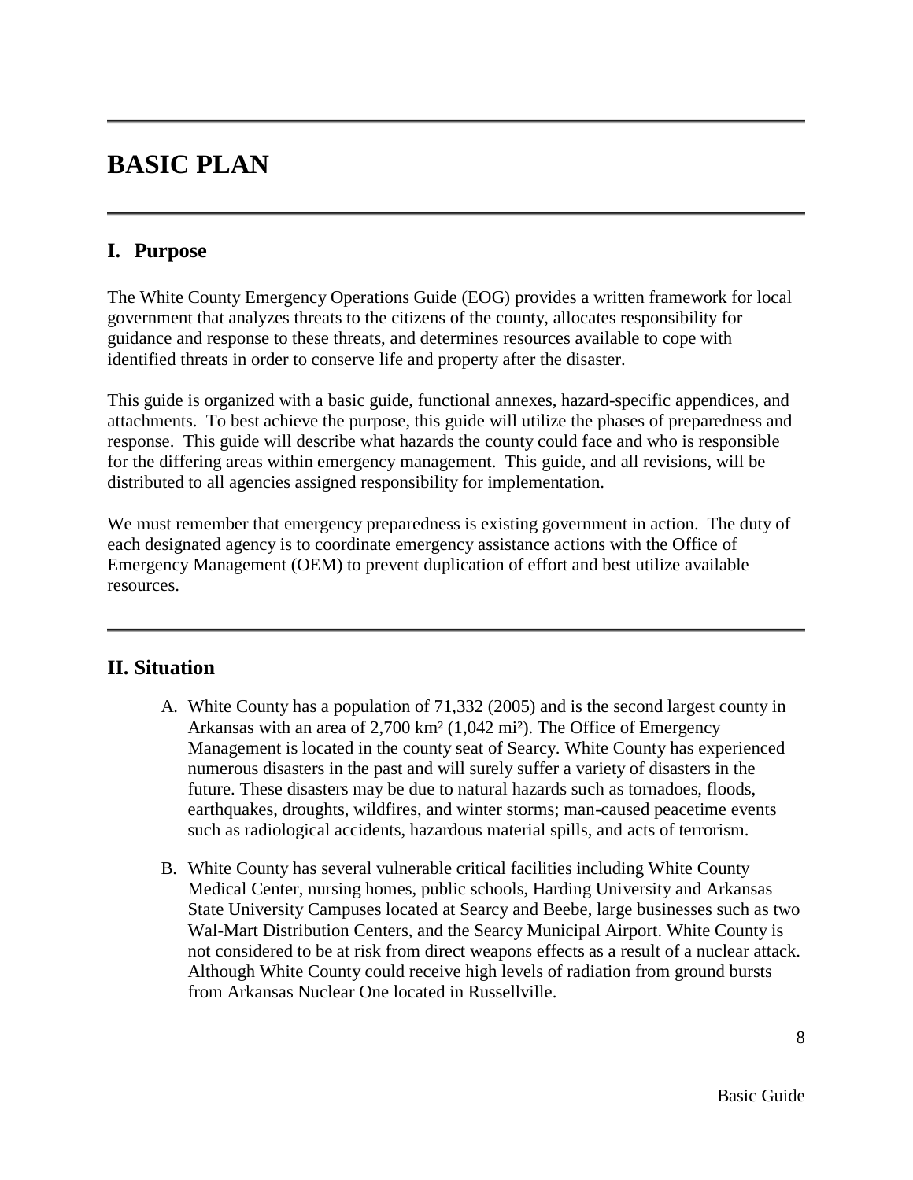# BASIC PLAN

## I. Purpose

The White County Emergency Operations Guide (EOG) provides a written framework for local government that analyzes threats to the citizens of the county, allocates responsibility for guidance and response to these threats, and determines resources available to cope with identified threats in order to conserve life and property after the disaster.

This guide is organized with a basic guide, functional annexes, hazard-specific appendices, and attachments. To best achieve the purpose, this guide will utilize the phases of preparedness and response. This guide will describe what hazards the county could face and who is responsible for the differing areas within emergency management. This guide, and all revisions, will be distributed to all agencies assigned responsibility for implementation.

We must remember that emergency preparedness is existing government in action. The duty of each designated agency is to coordinate emergency assistance actions with the Office of Emergency Management (OEM) to prevent duplication of effort and best utilize available resources.

## II. Situation

A. White County has a population of 71,332 (2005) and is the second largest county in Arkansas with an area of 2,700 km² (1,042 mi²). The Office of Emergency Management is located in the county seat of Searcy. White County has experienced numerous disasters in the past and will surely suffer a variety of disasters in the future. These disasters may be due to natural hazards such as tornadoes, floods, earthquakes, droughts, wildfires, and winter storms; man-caused peacetime events such as radiological accidents, hazardous material spills, and acts of terrorism.

B. White County has several vulnerable critical facilities including White County Medical Center, nursing homes, public schools, Harding University and Arkansas State University Campuses located at Searcy and Beebe, large businesses such as two Wal-Mart Distribution Centers, and the Searcy Municipal Airport. White County is not considered to be at risk from direct weapons effects as a result of a nuclear attack. Although White County could receive high levels of radiation from ground bursts from Arkansas Nuclear One located in Russellville.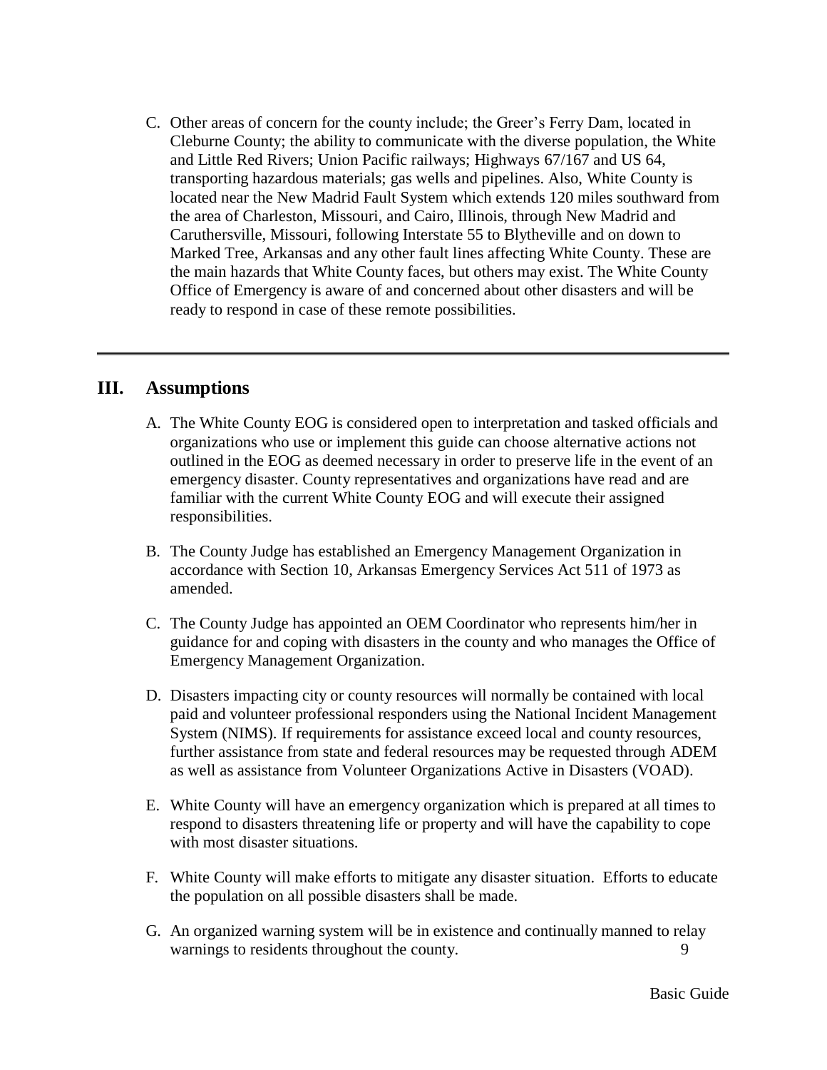C. Other areas of concern for the county include; the Greer's Ferry Dam, located in Cleburne County; the ability to communicate with the diverse population, the White and Little Red Rivers; Union Pacific railways; Highways 67/167 and US 64, transporting hazardous materials; gas wells and pipelines. Also, White County is located near the New Madrid Fault System which extends 120 miles southward from the area of Charleston, Missouri, and Cairo, Illinois, through New Madrid and Caruthersville, Missouri, following Interstate 55 to Blytheville and on down to Marked Tree, Arkansas and any other fault lines affecting White County. These are the main hazards that White County faces, but others may exist. The White County Office of Emergency is aware of and concerned about other disasters and will be ready to respond in case of these remote possibilities.

---

## III. Assumptions

A. The White County EOG is considered open to interpretation and tasked officials and organizations who use or implement this guide can choose alternative actions not outlined in the EOG as deemed necessary in order to preserve life in the event of an emergency disaster. County representatives and organizations have read and are familiar with the current White County EOG and will execute their assigned responsibilities.

B. The County Judge has established an Emergency Management Organization in accordance with Section 10, Arkansas Emergency Services Act 511 of 1973 as amended.

C. The County Judge has appointed an OEM Coordinator who represents him/her in guidance for and coping with disasters in the county and who manages the Office of Emergency Management Organization.

D. Disasters impacting city or county resources will normally be contained with local paid and volunteer professional responders using the National Incident Management System (NIMS). If requirements for assistance exceed local and county resources, further assistance from state and federal resources may be requested through ADEM as well as assistance from Volunteer Organizations Active in Disasters (VOAD).

E. White County will have an emergency organization which is prepared at all times to respond to disasters threatening life or property and will have the capability to cope with most disaster situations.

F. White County will make efforts to mitigate any disaster situation. Efforts to educate the population on all possible disasters shall be made.

G. An organized warning system will be in existence and continually manned to relay warnings to residents throughout the county.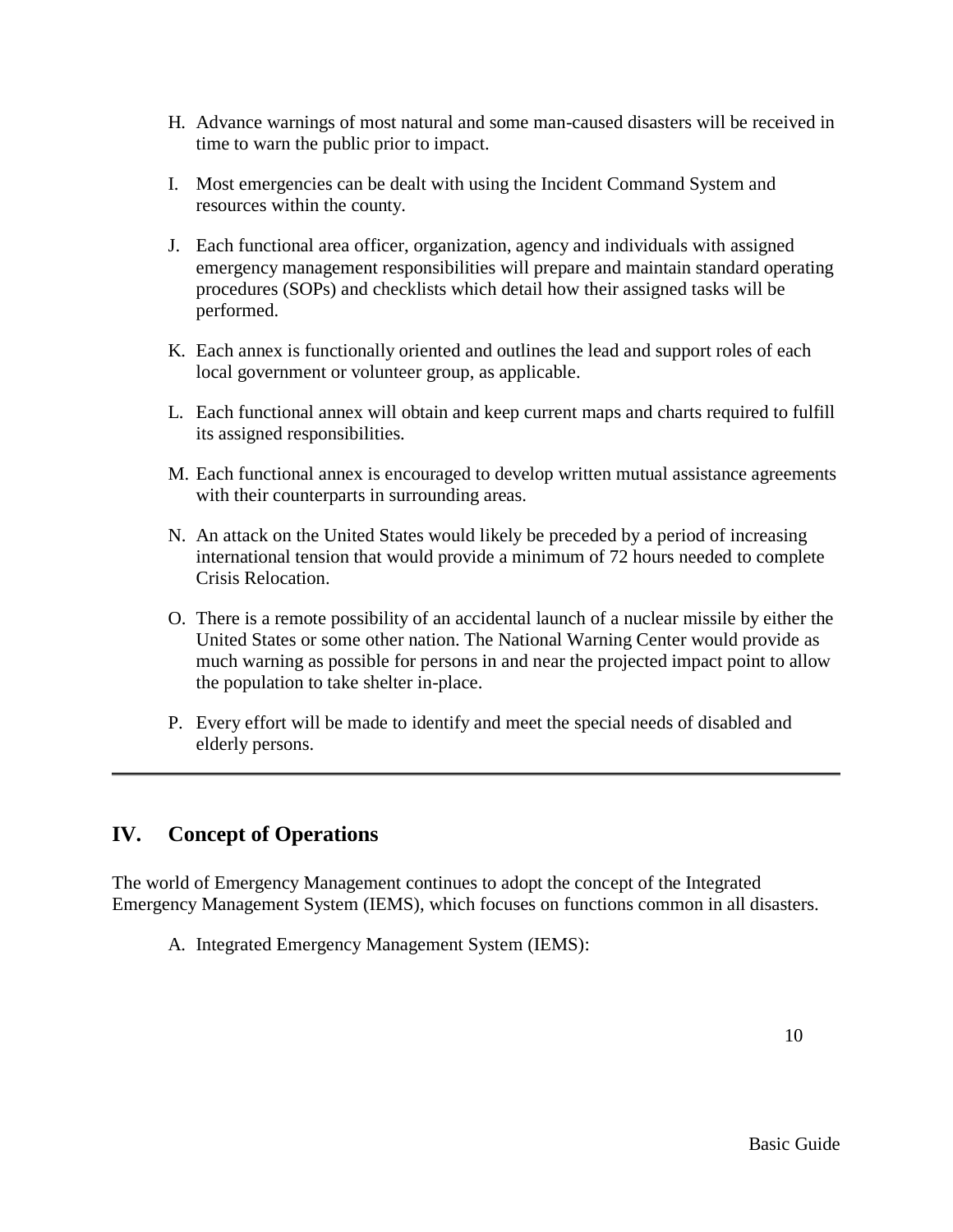H. Advance warnings of most natural and some man-caused disasters will be received in time to warn the public prior to impact.

I. Most emergencies can be dealt with using the Incident Command System and resources within the county.

J. Each functional area officer, organization, agency and individuals with assigned emergency management responsibilities will prepare and maintain standard operating procedures (SOPs) and checklists which detail how their assigned tasks will be performed.

K. Each annex is functionally oriented and outlines the lead and support roles of each local government or volunteer group, as applicable.

L. Each functional annex will obtain and keep current maps and charts required to fulfill its assigned responsibilities.

M. Each functional annex is encouraged to develop written mutual assistance agreements with their counterparts in surrounding areas.

N. An attack on the United States would likely be preceded by a period of increasing international tension that would provide a minimum of 72 hours needed to complete Crisis Relocation.

O. There is a remote possibility of an accidental launch of a nuclear missile by either the United States or some other nation. The National Warning Center would provide as much warning as possible for persons in and near the projected impact point to allow the population to take shelter in-place.

P. Every effort will be made to identify and meet the special needs of disabled and elderly persons.

---

## IV. Concept of Operations

The world of Emergency Management continues to adopt the concept of the Integrated Emergency Management System (IEMS), which focuses on functions common in all disasters.

A. Integrated Emergency Management System (IEMS):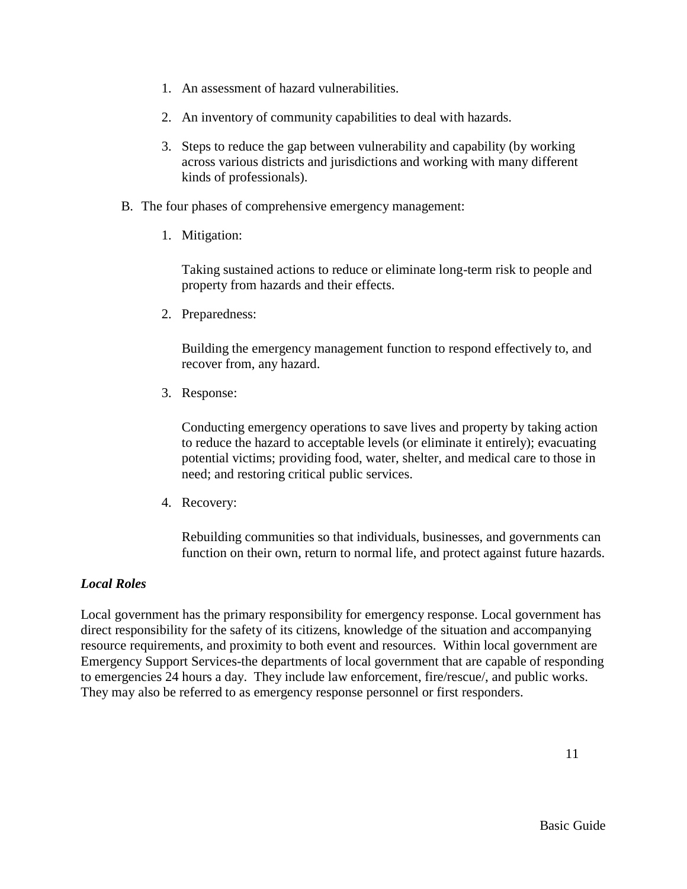1. An assessment of hazard vulnerabilities.

2. An inventory of community capabilities to deal with hazards.

3. Steps to reduce the gap between vulnerability and capability (by working across various districts and jurisdictions and working with many different kinds of professionals).

B. The four phases of comprehensive emergency management:

1. Mitigation:

   Taking sustained actions to reduce or eliminate long-term risk to people and property from hazards and their effects.

2. Preparedness:

   Building the emergency management function to respond effectively to, and recover from, any hazard.

3. Response:

   Conducting emergency operations to save lives and property by taking action to reduce the hazard to acceptable levels (or eliminate it entirely); evacuating potential victims; providing food, water, shelter, and medical care to those in need; and restoring critical public services.

4. Recovery:

   Rebuilding communities so that individuals, businesses, and governments can function on their own, return to normal life, and protect against future hazards.

***Local Roles***

Local government has the primary responsibility for emergency response. Local government has direct responsibility for the safety of its citizens, knowledge of the situation and accompanying resource requirements, and proximity to both event and resources. Within local government are Emergency Support Services-the departments of local government that are capable of responding to emergencies 24 hours a day. They include law enforcement, fire/rescue/, and public works. They may also be referred to as emergency response personnel or first responders.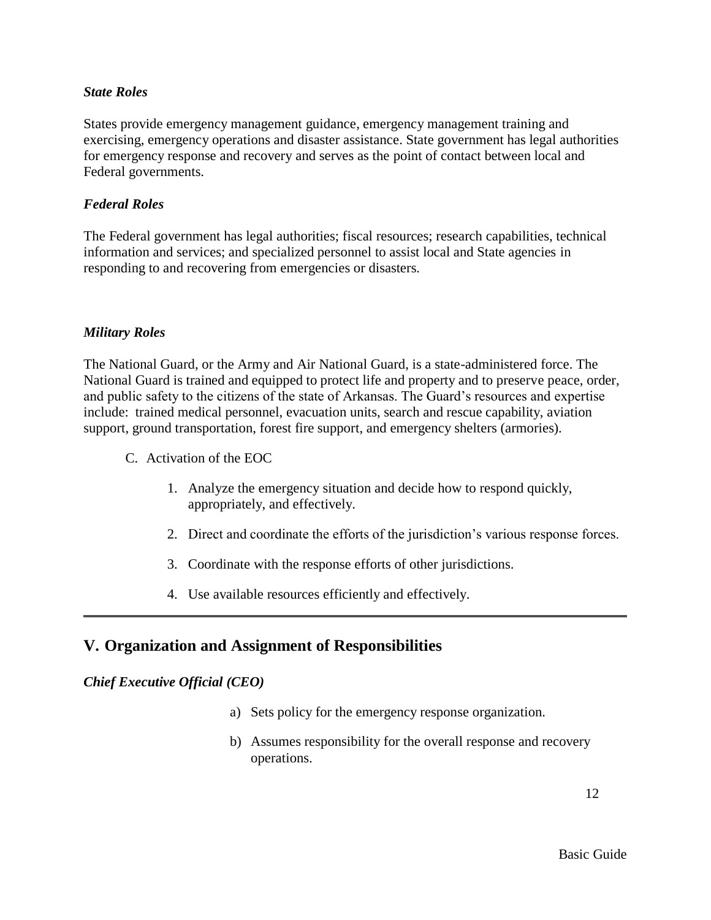### *State Roles*

States provide emergency management guidance, emergency management training and exercising, emergency operations and disaster assistance. State government has legal authorities for emergency response and recovery and serves as the point of contact between local and Federal governments.

### *Federal Roles*

The Federal government has legal authorities; fiscal resources; research capabilities, technical information and services; and specialized personnel to assist local and State agencies in responding to and recovering from emergencies or disasters.

### *Military Roles*

The National Guard, or the Army and Air National Guard, is a state-administered force. The National Guard is trained and equipped to protect life and property and to preserve peace, order, and public safety to the citizens of the state of Arkansas. The Guard's resources and expertise include: trained medical personnel, evacuation units, search and rescue capability, aviation support, ground transportation, forest fire support, and emergency shelters (armories).

C. Activation of the EOC

1. Analyze the emergency situation and decide how to respond quickly, appropriately, and effectively.
2. Direct and coordinate the efforts of the jurisdiction's various response forces.
3. Coordinate with the response efforts of other jurisdictions.
4. Use available resources efficiently and effectively.

---

## V. Organization and Assignment of Responsibilities

### *Chief Executive Official (CEO)*

a) Sets policy for the emergency response organization.

b) Assumes responsibility for the overall response and recovery operations.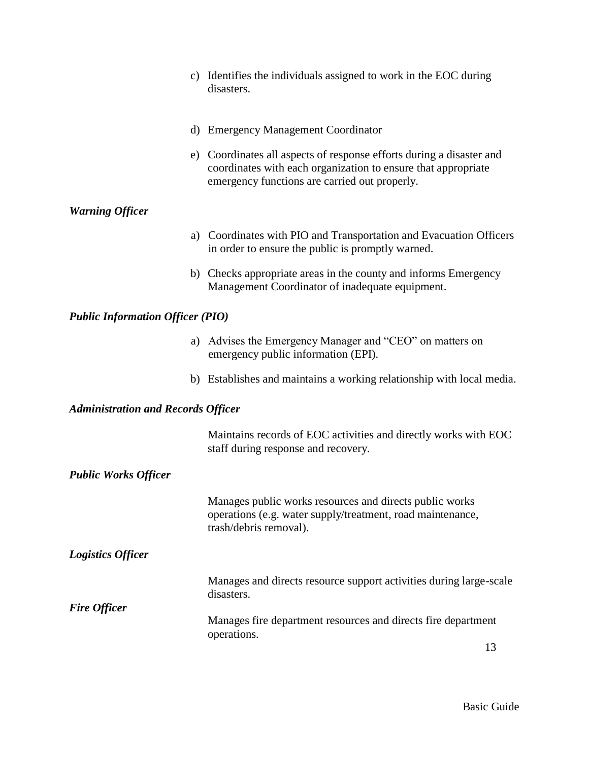c) Identifies the individuals assigned to work in the EOC during disasters.

d) Emergency Management Coordinator

e) Coordinates all aspects of response efforts during a disaster and coordinates with each organization to ensure that appropriate emergency functions are carried out properly.

***Warning Officer***

a) Coordinates with PIO and Transportation and Evacuation Officers in order to ensure the public is promptly warned.

b) Checks appropriate areas in the county and informs Emergency Management Coordinator of inadequate equipment.

***Public Information Officer (PIO)***

a) Advises the Emergency Manager and "CEO" on matters on emergency public information (EPI).

b) Establishes and maintains a working relationship with local media.

***Administration and Records Officer***

Maintains records of EOC activities and directly works with EOC staff during response and recovery.

***Public Works Officer***

Manages public works resources and directs public works operations (e.g. water supply/treatment, road maintenance, trash/debris removal).

***Logistics Officer***

Manages and directs resource support activities during large-scale disasters.

***Fire Officer***

Manages fire department resources and directs fire department operations.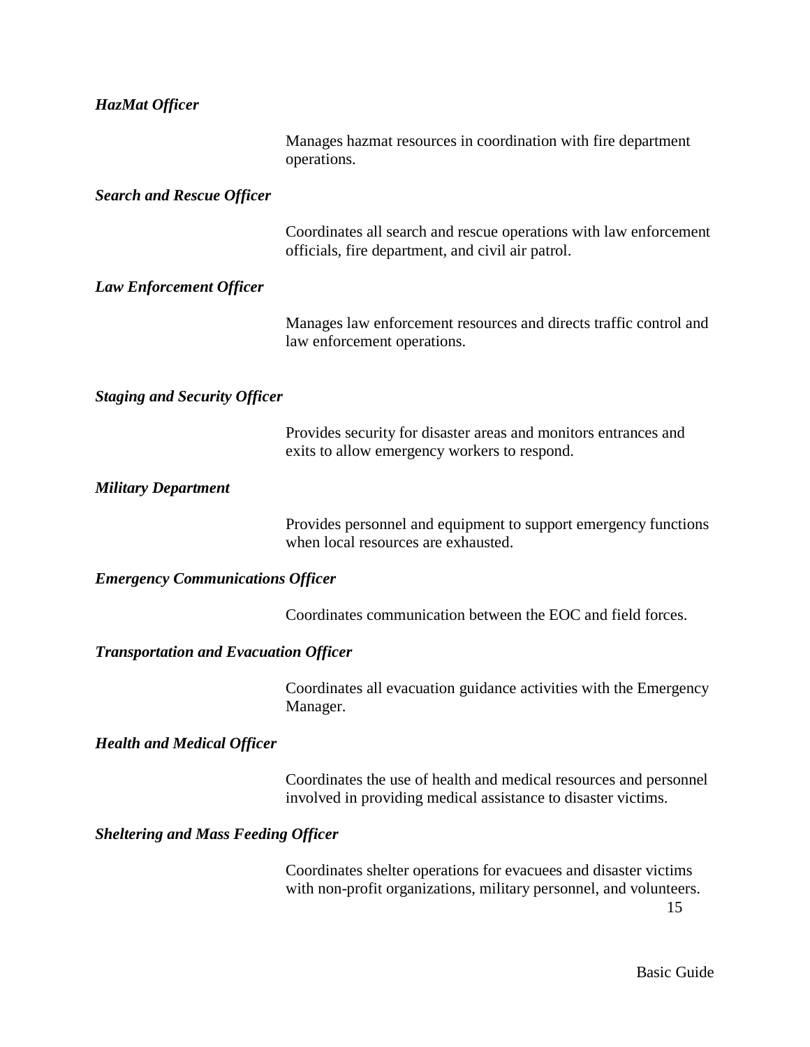***HazMat Officer***

Manages hazmat resources in coordination with fire department operations.

***Search and Rescue Officer***

Coordinates all search and rescue operations with law enforcement officials, fire department, and civil air patrol.

***Law Enforcement Officer***

Manages law enforcement resources and directs traffic control and law enforcement operations.

***Staging and Security Officer***

Provides security for disaster areas and monitors entrances and exits to allow emergency workers to respond.

***Military Department***

Provides personnel and equipment to support emergency functions when local resources are exhausted.

***Emergency Communications Officer***

Coordinates communication between the EOC and field forces.

***Transportation and Evacuation Officer***

Coordinates all evacuation guidance activities with the Emergency Manager.

***Health and Medical Officer***

Coordinates the use of health and medical resources and personnel involved in providing medical assistance to disaster victims.

***Sheltering and Mass Feeding Officer***

Coordinates shelter operations for evacuees and disaster victims with non-profit organizations, military personnel, and volunteers.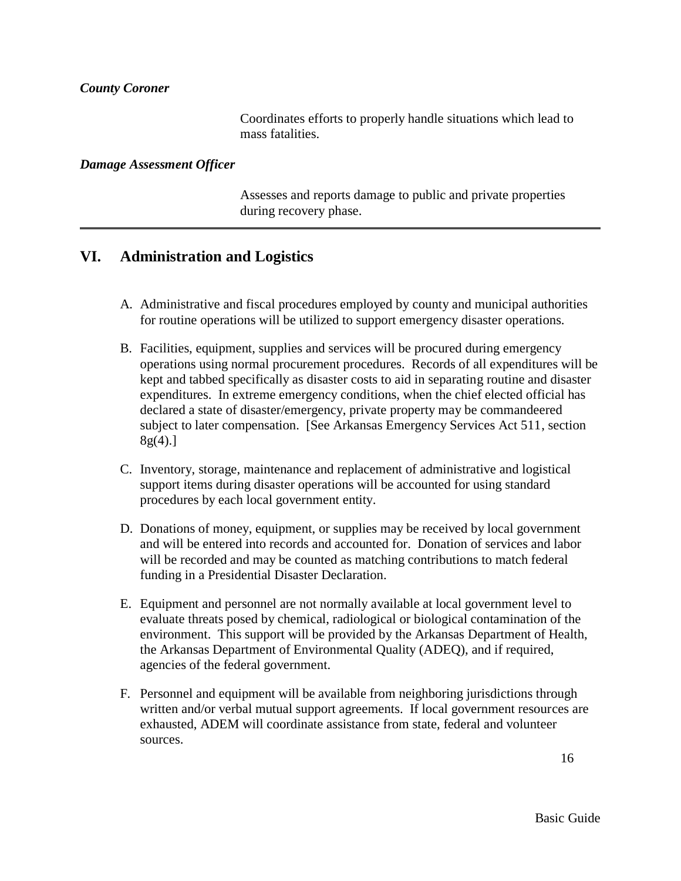***County Coroner***

Coordinates efforts to properly handle situations which lead to mass fatalities.

***Damage Assessment Officer***

Assesses and reports damage to public and private properties during recovery phase.

---

## VI. Administration and Logistics

A. Administrative and fiscal procedures employed by county and municipal authorities for routine operations will be utilized to support emergency disaster operations.

B. Facilities, equipment, supplies and services will be procured during emergency operations using normal procurement procedures. Records of all expenditures will be kept and tabbed specifically as disaster costs to aid in separating routine and disaster expenditures. In extreme emergency conditions, when the chief elected official has declared a state of disaster/emergency, private property may be commandeered subject to later compensation. [See Arkansas Emergency Services Act 511, section 8g(4).]

C. Inventory, storage, maintenance and replacement of administrative and logistical support items during disaster operations will be accounted for using standard procedures by each local government entity.

D. Donations of money, equipment, or supplies may be received by local government and will be entered into records and accounted for. Donation of services and labor will be recorded and may be counted as matching contributions to match federal funding in a Presidential Disaster Declaration.

E. Equipment and personnel are not normally available at local government level to evaluate threats posed by chemical, radiological or biological contamination of the environment. This support will be provided by the Arkansas Department of Health, the Arkansas Department of Environmental Quality (ADEQ), and if required, agencies of the federal government.

F. Personnel and equipment will be available from neighboring jurisdictions through written and/or verbal mutual support agreements. If local government resources are exhausted, ADEM will coordinate assistance from state, federal and volunteer sources.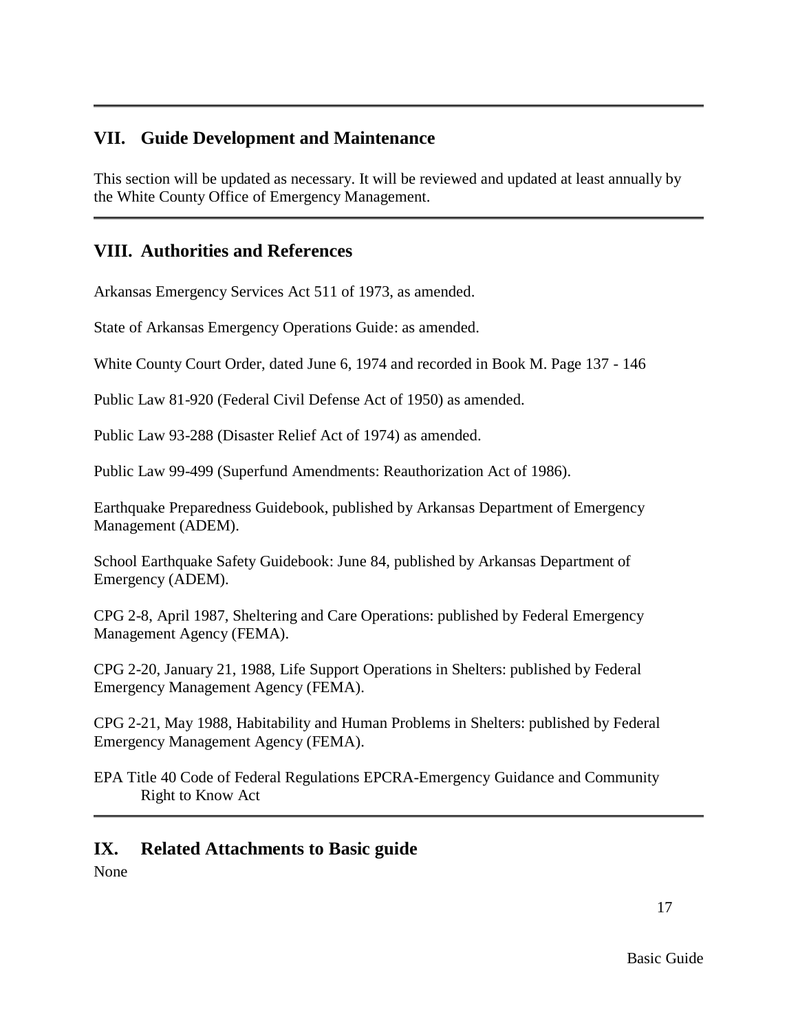## VII. Guide Development and Maintenance

This section will be updated as necessary. It will be reviewed and updated at least annually by the White County Office of Emergency Management.

## VIII. Authorities and References

Arkansas Emergency Services Act 511 of 1973, as amended.

State of Arkansas Emergency Operations Guide: as amended.

White County Court Order, dated June 6, 1974 and recorded in Book M. Page 137 - 146

Public Law 81-920 (Federal Civil Defense Act of 1950) as amended.

Public Law 93-288 (Disaster Relief Act of 1974) as amended.

Public Law 99-499 (Superfund Amendments: Reauthorization Act of 1986).

Earthquake Preparedness Guidebook, published by Arkansas Department of Emergency Management (ADEM).

School Earthquake Safety Guidebook: June 84, published by Arkansas Department of Emergency (ADEM).

CPG 2-8, April 1987, Sheltering and Care Operations: published by Federal Emergency Management Agency (FEMA).

CPG 2-20, January 21, 1988, Life Support Operations in Shelters: published by Federal Emergency Management Agency (FEMA).

CPG 2-21, May 1988, Habitability and Human Problems in Shelters: published by Federal Emergency Management Agency (FEMA).

EPA Title 40 Code of Federal Regulations EPCRA-Emergency Guidance and Community Right to Know Act

## IX. Related Attachments to Basic guide

None